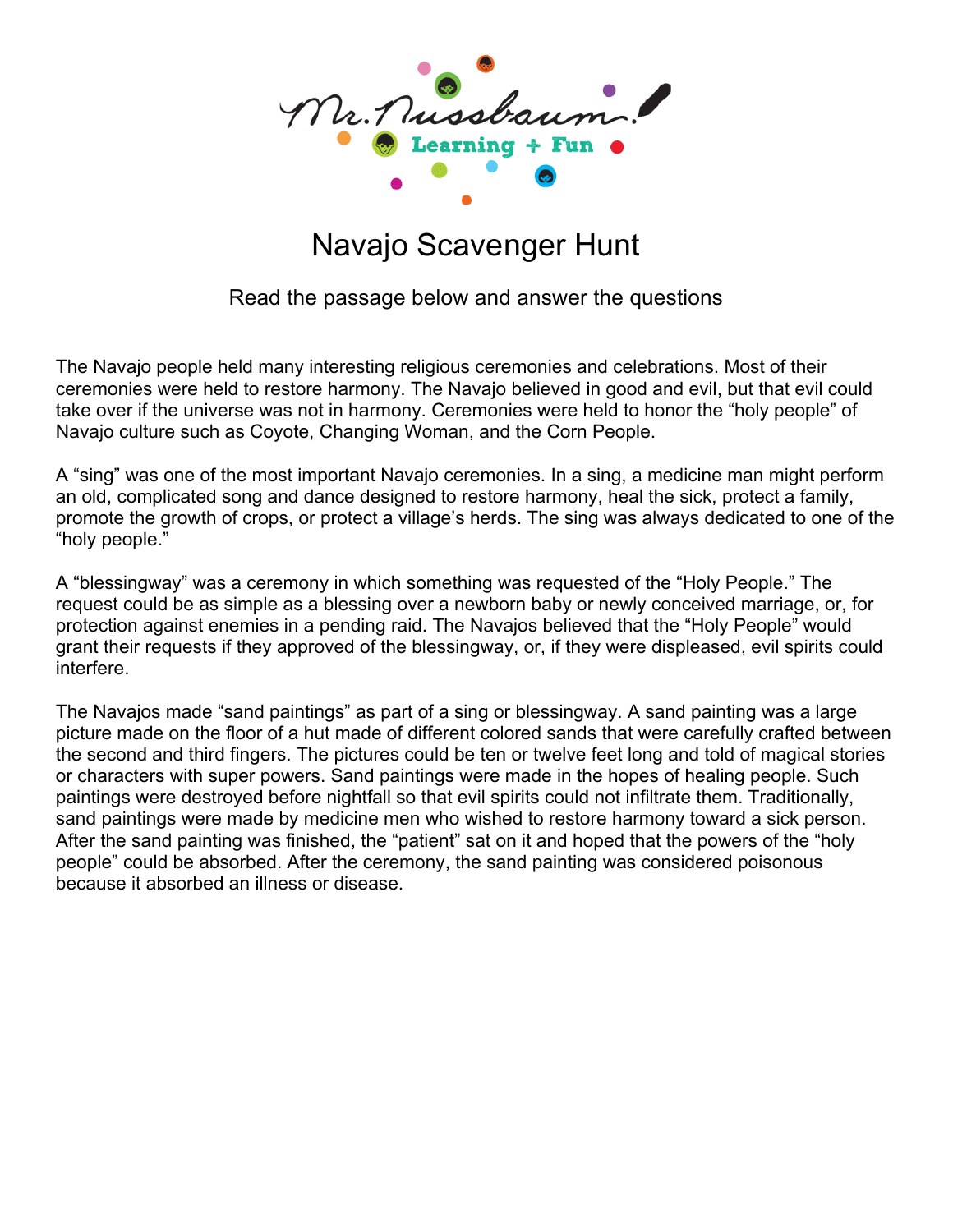# Navajo Scavenger Hunt

Read the passage below and answer the questions

The Navajo people held many interesting religious ceremonies and celebrations. Most of their ceremonies were held to restore harmony. The Navajo believed in good and evil, but that evil could take over if the universe was not in harmony. Ceremonies were held to honor the "holy people" of Navajo culture such as Coyote, Changing Woman, and the Corn People.

A "sing" was one of the most important Navajo ceremonies. In a sing, a medicine man might perform an old, complicated song and dance designed to restore harmony, heal the sick, protect a family, promote the growth of crops, or protect a village's herds. The sing was always dedicated to one of the "holy people."

A "blessingway" was a ceremony in which something was requested of the "Holy People." The request could be as simple as a blessing over a newborn baby or newly conceived marriage, or, for protection against enemies in a pending raid. The Navajos believed that the "Holy People" would grant their requests if they approved of the blessingway, or, if they were displeased, evil spirits could interfere.

The Navajos made "sand paintings" as part of a sing or blessingway. A sand painting was a large picture made on the floor of a hut made of different colored sands that were carefully crafted between the second and third fingers. The pictures could be ten or twelve feet long and told of magical stories or characters with super powers. Sand paintings were made in the hopes of healing people. Such paintings were destroyed before nightfall so that evil spirits could not infiltrate them. Traditionally, sand paintings were made by medicine men who wished to restore harmony toward a sick person. After the sand painting was finished, the "patient" sat on it and hoped that the powers of the "holy people" could be absorbed. After the ceremony, the sand painting was considered poisonous because it absorbed an illness or disease.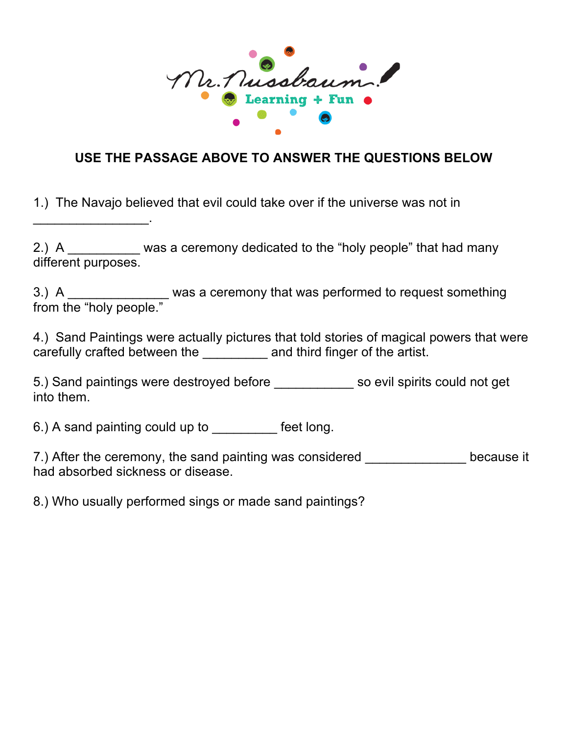**USE THE PASSAGE ABOVE TO ANSWER THE QUESTIONS BELOW**

1.) The Navajo believed that evil could take over if the universe was not in _________________.

2.) A __________ was a ceremony dedicated to the “holy people” that had many different purposes.

3.) A ______________ was a ceremony that was performed to request something from the “holy people.”

4.) Sand Paintings were actually pictures that told stories of magical powers that were carefully crafted between the _________ and third finger of the artist.

5.) Sand paintings were destroyed before ___________ so evil spirits could not get into them.

6.) A sand painting could up to _________ feet long.

7.) After the ceremony, the sand painting was considered ______________ because it had absorbed sickness or disease.

8.) Who usually performed sings or made sand paintings?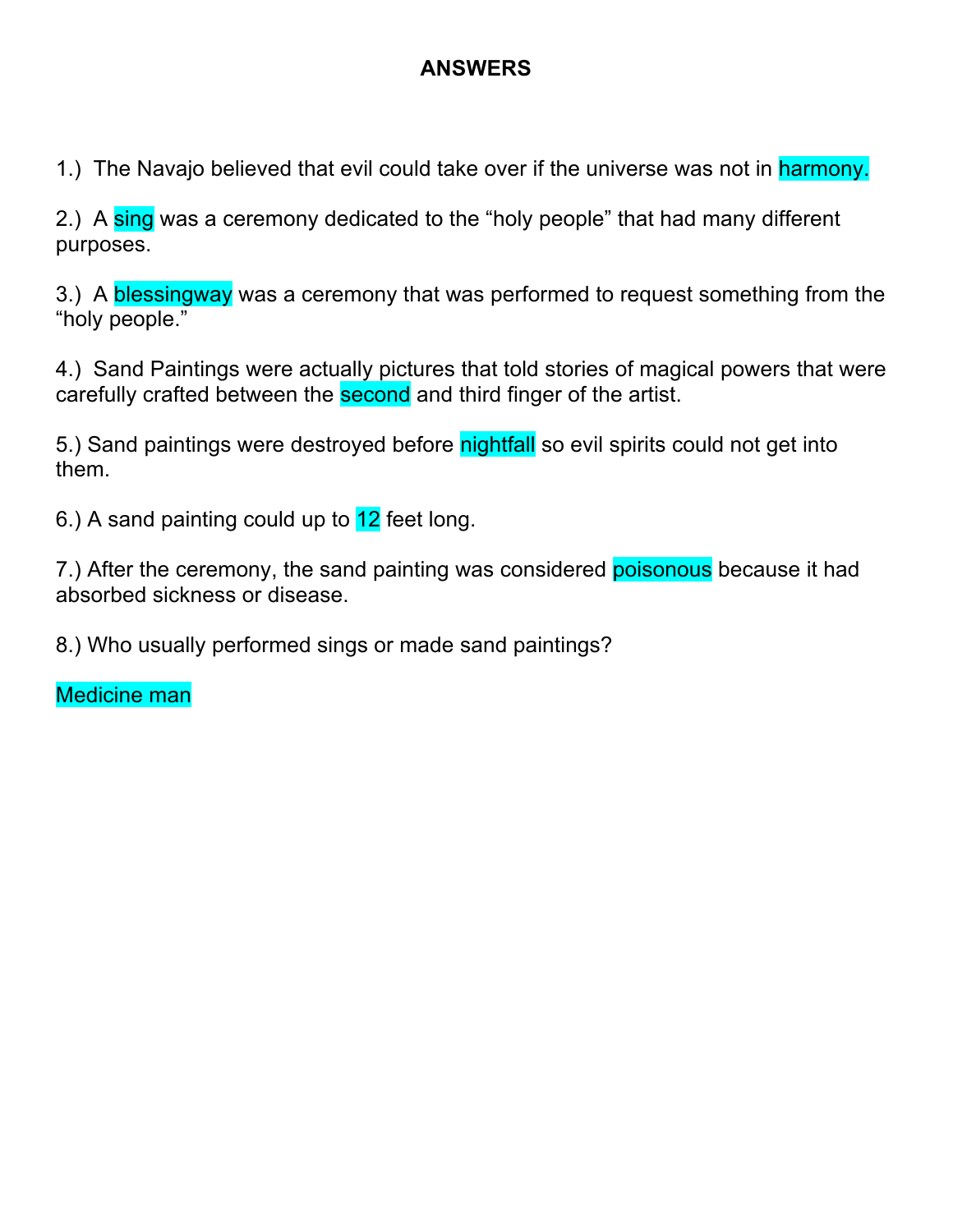# ANSWERS

1.) The Navajo believed that evil could take over if the universe was not in harmony.

2.) A sing was a ceremony dedicated to the "holy people" that had many different purposes.

3.) A blessingway was a ceremony that was performed to request something from the "holy people."

4.) Sand Paintings were actually pictures that told stories of magical powers that were carefully crafted between the second and third finger of the artist.

5.) Sand paintings were destroyed before nightfall so evil spirits could not get into them.

6.) A sand painting could up to 12 feet long.

7.) After the ceremony, the sand painting was considered poisonous because it had absorbed sickness or disease.

8.) Who usually performed sings or made sand paintings?

Medicine man